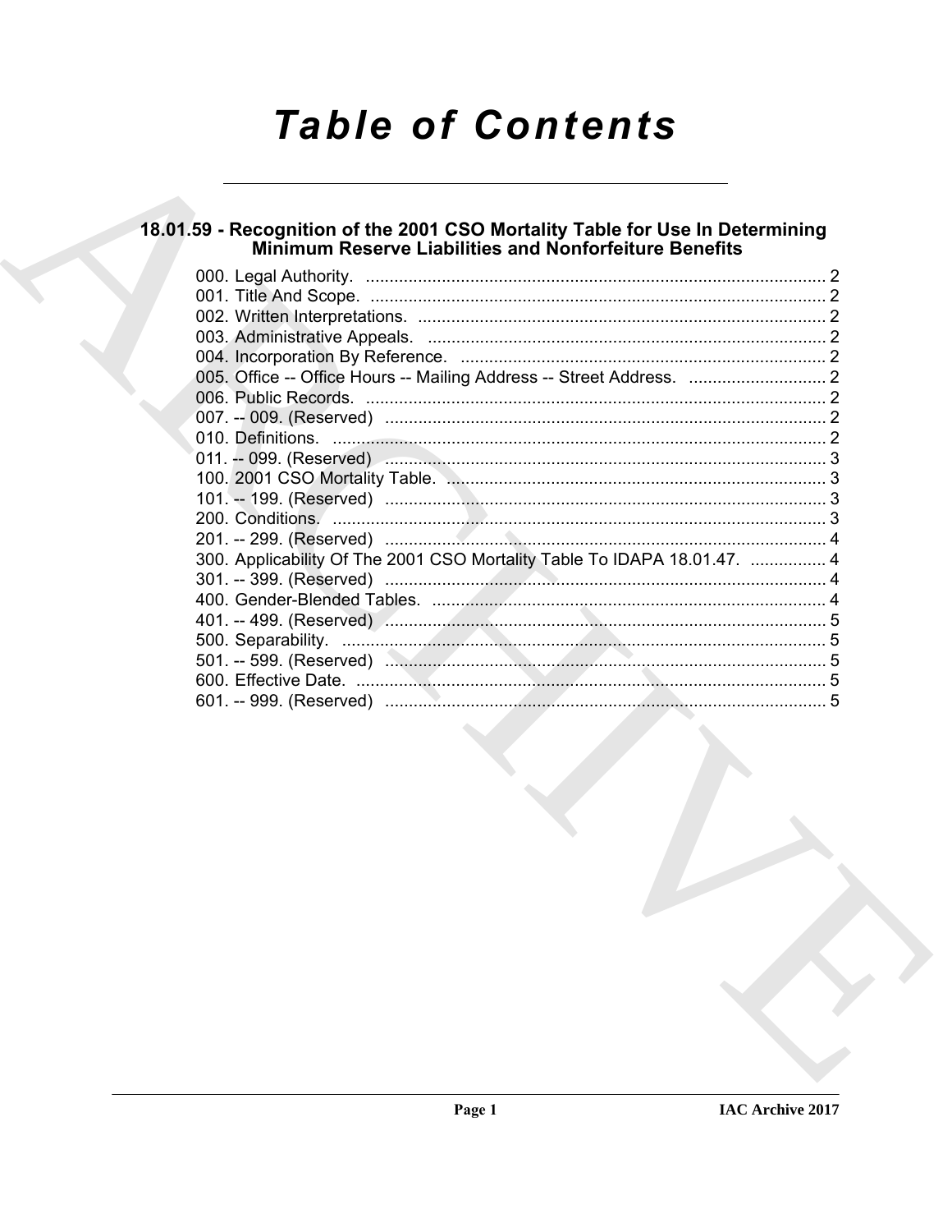# Table of Contents

## 18.01.59 - Recognition of the 2001 CSO Mortality Table for Use In Determining Minimum Reserve Liabilities and Nonforfeiture Benefits

000. Legal Authority. ..... 2
001. Title And Scope. ..... 2
002. Written Interpretations. ..... 2
003. Administrative Appeals. ..... 2
004. Incorporation By Reference. ..... 2
005. Office -- Office Hours -- Mailing Address -- Street Address. ..... 2
006. Public Records. ..... 2
007. -- 009. (Reserved) ..... 2
010. Definitions. ..... 2
011. -- 099. (Reserved) ..... 3
100. 2001 CSO Mortality Table. ..... 3
101. -- 199. (Reserved) ..... 3
200. Conditions. ..... 3
201. -- 299. (Reserved) ..... 4
300. Applicability Of The 2001 CSO Mortality Table To IDAPA 18.01.47. ..... 4
301. -- 399. (Reserved) ..... 4
400. Gender-Blended Tables. ..... 4
401. -- 499. (Reserved) ..... 5
500. Separability. ..... 5
501. -- 599. (Reserved) ..... 5
600. Effective Date. ..... 5
601. -- 999. (Reserved) ..... 5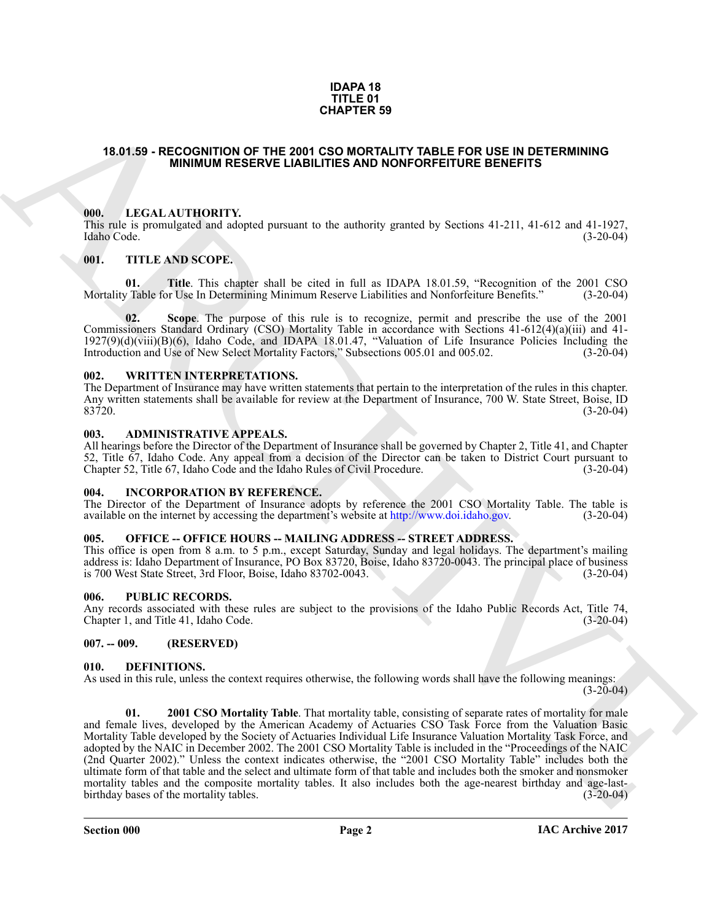# IDAPA 18
# TITLE 01
# CHAPTER 59

## 18.01.59 - RECOGNITION OF THE 2001 CSO MORTALITY TABLE FOR USE IN DETERMINING MINIMUM RESERVE LIABILITIES AND NONFORFEITURE BENEFITS

### 000. LEGAL AUTHORITY.

This rule is promulgated and adopted pursuant to the authority granted by Sections 41-211, 41-612 and 41-1927, Idaho Code. (3-20-04)

### 001. TITLE AND SCOPE.

**01. Title**. This chapter shall be cited in full as IDAPA 18.01.59, "Recognition of the 2001 CSO Mortality Table for Use In Determining Minimum Reserve Liabilities and Nonforfeiture Benefits." (3-20-04)

**02. Scope**. The purpose of this rule is to recognize, permit and prescribe the use of the 2001 Commissioners Standard Ordinary (CSO) Mortality Table in accordance with Sections 41-612(4)(a)(iii) and 41-1927(9)(d)(viii)(B)(6), Idaho Code, and IDAPA 18.01.47, "Valuation of Life Insurance Policies Including the Introduction and Use of New Select Mortality Factors," Subsections 005.01 and 005.02. (3-20-04)

### 002. WRITTEN INTERPRETATIONS.

The Department of Insurance may have written statements that pertain to the interpretation of the rules in this chapter. Any written statements shall be available for review at the Department of Insurance, 700 W. State Street, Boise, ID 83720. (3-20-04)

### 003. ADMINISTRATIVE APPEALS.

All hearings before the Director of the Department of Insurance shall be governed by Chapter 2, Title 41, and Chapter 52, Title 67, Idaho Code. Any appeal from a decision of the Director can be taken to District Court pursuant to Chapter 52, Title 67, Idaho Code and the Idaho Rules of Civil Procedure. (3-20-04)

### 004. INCORPORATION BY REFERENCE.

The Director of the Department of Insurance adopts by reference the 2001 CSO Mortality Table. The table is available on the internet by accessing the department's website at http://www.doi.idaho.gov. (3-20-04)

### 005. OFFICE -- OFFICE HOURS -- MAILING ADDRESS -- STREET ADDRESS.

This office is open from 8 a.m. to 5 p.m., except Saturday, Sunday and legal holidays. The department's mailing address is: Idaho Department of Insurance, PO Box 83720, Boise, Idaho 83720-0043. The principal place of business is 700 West State Street, 3rd Floor, Boise, Idaho 83702-0043. (3-20-04)

### 006. PUBLIC RECORDS.

Any records associated with these rules are subject to the provisions of the Idaho Public Records Act, Title 74, Chapter 1, and Title 41, Idaho Code. (3-20-04)

### 007. -- 009. (RESERVED)

### 010. DEFINITIONS.

As used in this rule, unless the context requires otherwise, the following words shall have the following meanings: (3-20-04)

**01. 2001 CSO Mortality Table**. That mortality table, consisting of separate rates of mortality for male and female lives, developed by the American Academy of Actuaries CSO Task Force from the Valuation Basic Mortality Table developed by the Society of Actuaries Individual Life Insurance Valuation Mortality Task Force, and adopted by the NAIC in December 2002. The 2001 CSO Mortality Table is included in the "Proceedings of the NAIC (2nd Quarter 2002)." Unless the context indicates otherwise, the "2001 CSO Mortality Table" includes both the ultimate form of that table and the select and ultimate form of that table and includes both the smoker and nonsmoker mortality tables and the composite mortality tables. It also includes both the age-nearest birthday and age-last-birthday bases of the mortality tables. (3-20-04)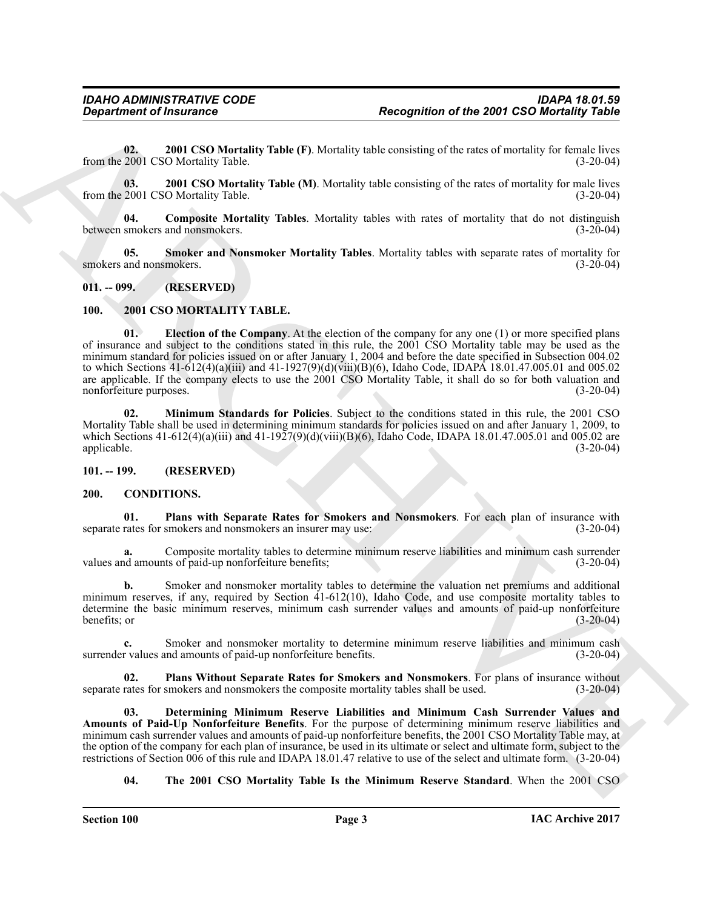**02. 2001 CSO Mortality Table (F)**. Mortality table consisting of the rates of mortality for female lives from the 2001 CSO Mortality Table. (3-20-04)

**03. 2001 CSO Mortality Table (M)**. Mortality table consisting of the rates of mortality for male lives from the 2001 CSO Mortality Table. (3-20-04)

**04. Composite Mortality Tables**. Mortality tables with rates of mortality that do not distinguish between smokers and nonsmokers. (3-20-04)

**05. Smoker and Nonsmoker Mortality Tables**. Mortality tables with separate rates of mortality for smokers and nonsmokers. (3-20-04)

## 011. -- 099. (RESERVED)

## 100. 2001 CSO MORTALITY TABLE.

**01. Election of the Company**. At the election of the company for any one (1) or more specified plans of insurance and subject to the conditions stated in this rule, the 2001 CSO Mortality table may be used as the minimum standard for policies issued on or after January 1, 2004 and before the date specified in Subsection 004.02 to which Sections 41-612(4)(a)(iii) and 41-1927(9)(d)(viii)(B)(6), Idaho Code, IDAPA 18.01.47.005.01 and 005.02 are applicable. If the company elects to use the 2001 CSO Mortality Table, it shall do so for both valuation and nonforfeiture purposes. (3-20-04)

**02. Minimum Standards for Policies**. Subject to the conditions stated in this rule, the 2001 CSO Mortality Table shall be used in determining minimum standards for policies issued on and after January 1, 2009, to which Sections 41-612(4)(a)(iii) and 41-1927(9)(d)(viii)(B)(6), Idaho Code, IDAPA 18.01.47.005.01 and 005.02 are applicable. (3-20-04)

## 101. -- 199. (RESERVED)

## 200. CONDITIONS.

**01. Plans with Separate Rates for Smokers and Nonsmokers**. For each plan of insurance with separate rates for smokers and nonsmokers an insurer may use: (3-20-04)

**a.** Composite mortality tables to determine minimum reserve liabilities and minimum cash surrender values and amounts of paid-up nonforfeiture benefits; (3-20-04)

**b.** Smoker and nonsmoker mortality tables to determine the valuation net premiums and additional minimum reserves, if any, required by Section 41-612(10), Idaho Code, and use composite mortality tables to determine the basic minimum reserves, minimum cash surrender values and amounts of paid-up nonforfeiture benefits; or (3-20-04)

**c.** Smoker and nonsmoker mortality to determine minimum reserve liabilities and minimum cash surrender values and amounts of paid-up nonforfeiture benefits. (3-20-04)

**02. Plans Without Separate Rates for Smokers and Nonsmokers**. For plans of insurance without separate rates for smokers and nonsmokers the composite mortality tables shall be used. (3-20-04)

**03. Determining Minimum Reserve Liabilities and Minimum Cash Surrender Values and Amounts of Paid-Up Nonforfeiture Benefits**. For the purpose of determining minimum reserve liabilities and minimum cash surrender values and amounts of paid-up nonforfeiture benefits, the 2001 CSO Mortality Table may, at the option of the company for each plan of insurance, be used in its ultimate or select and ultimate form, subject to the restrictions of Section 006 of this rule and IDAPA 18.01.47 relative to use of the select and ultimate form. (3-20-04)

**04. The 2001 CSO Mortality Table Is the Minimum Reserve Standard**. When the 2001 CSO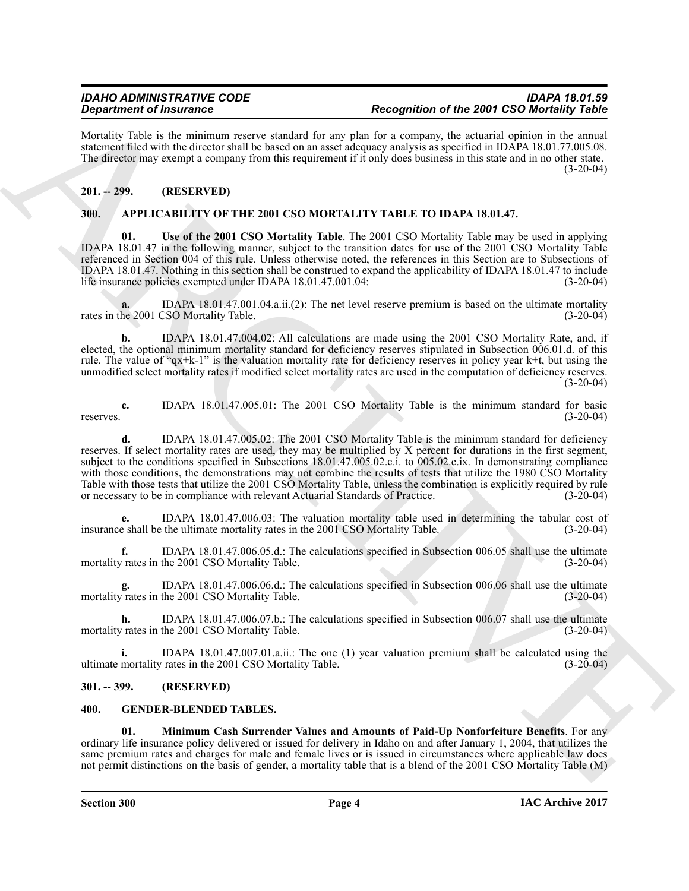Mortality Table is the minimum reserve standard for any plan for a company, the actuarial opinion in the annual statement filed with the director shall be based on an asset adequacy analysis as specified in IDAPA 18.01.77.005.08. The director may exempt a company from this requirement if it only does business in this state and in no other state. (3-20-04)

## 201. -- 299. (RESERVED)

## 300. APPLICABILITY OF THE 2001 CSO MORTALITY TABLE TO IDAPA 18.01.47.

**01. Use of the 2001 CSO Mortality Table**. The 2001 CSO Mortality Table may be used in applying IDAPA 18.01.47 in the following manner, subject to the transition dates for use of the 2001 CSO Mortality Table referenced in Section 004 of this rule. Unless otherwise noted, the references in this Section are to Subsections of IDAPA 18.01.47. Nothing in this section shall be construed to expand the applicability of IDAPA 18.01.47 to include life insurance policies exempted under IDAPA 18.01.47.001.04: (3-20-04)

**a.** IDAPA 18.01.47.001.04.a.ii.(2): The net level reserve premium is based on the ultimate mortality rates in the 2001 CSO Mortality Table. (3-20-04)

**b.** IDAPA 18.01.47.004.02: All calculations are made using the 2001 CSO Mortality Rate, and, if elected, the optional minimum mortality standard for deficiency reserves stipulated in Subsection 006.01.d. of this rule. The value of "qx+k-1" is the valuation mortality rate for deficiency reserves in policy year k+t, but using the unmodified select mortality rates if modified select mortality rates are used in the computation of deficiency reserves. (3-20-04)

**c.** IDAPA 18.01.47.005.01: The 2001 CSO Mortality Table is the minimum standard for basic reserves. (3-20-04)

**d.** IDAPA 18.01.47.005.02: The 2001 CSO Mortality Table is the minimum standard for deficiency reserves. If select mortality rates are used, they may be multiplied by X percent for durations in the first segment, subject to the conditions specified in Subsections 18.01.47.005.02.c.i. to 005.02.c.ix. In demonstrating compliance with those conditions, the demonstrations may not combine the results of tests that utilize the 1980 CSO Mortality Table with those tests that utilize the 2001 CSO Mortality Table, unless the combination is explicitly required by rule or necessary to be in compliance with relevant Actuarial Standards of Practice. (3-20-04)

**e.** IDAPA 18.01.47.006.03: The valuation mortality table used in determining the tabular cost of insurance shall be the ultimate mortality rates in the 2001 CSO Mortality Table. (3-20-04)

**f.** IDAPA 18.01.47.006.05.d.: The calculations specified in Subsection 006.05 shall use the ultimate mortality rates in the 2001 CSO Mortality Table. (3-20-04)

**g.** IDAPA 18.01.47.006.06.d.: The calculations specified in Subsection 006.06 shall use the ultimate mortality rates in the 2001 CSO Mortality Table. (3-20-04)

**h.** IDAPA 18.01.47.006.07.b.: The calculations specified in Subsection 006.07 shall use the ultimate mortality rates in the 2001 CSO Mortality Table. (3-20-04)

**i.** IDAPA 18.01.47.007.01.a.ii.: The one (1) year valuation premium shall be calculated using the ultimate mortality rates in the 2001 CSO Mortality Table. (3-20-04)

## 301. -- 399. (RESERVED)

## 400. GENDER-BLENDED TABLES.

**01. Minimum Cash Surrender Values and Amounts of Paid-Up Nonforfeiture Benefits**. For any ordinary life insurance policy delivered or issued for delivery in Idaho on and after January 1, 2004, that utilizes the same premium rates and charges for male and female lives or is issued in circumstances where applicable law does not permit distinctions on the basis of gender, a mortality table that is a blend of the 2001 CSO Mortality Table (M)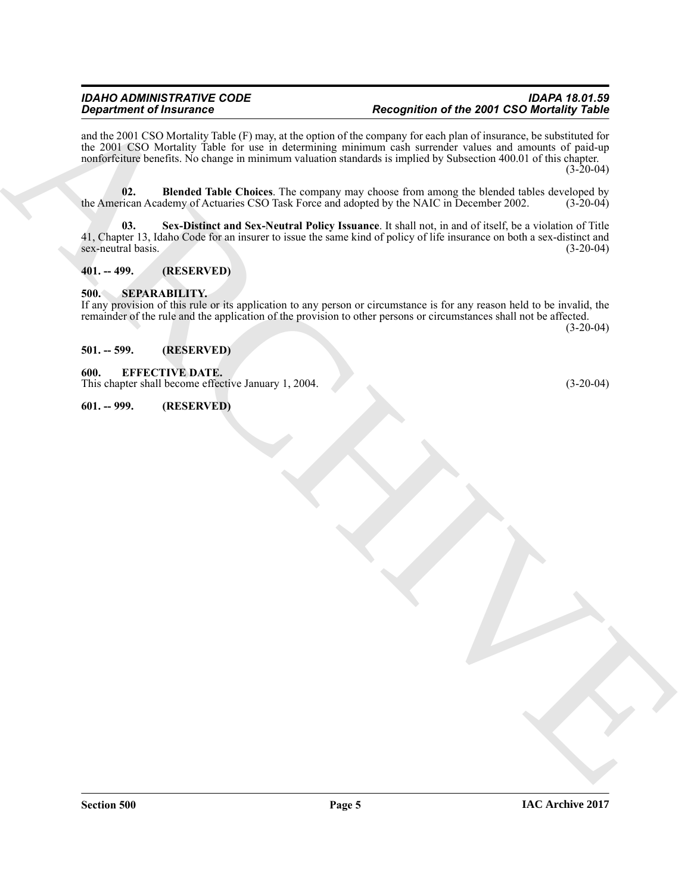and the 2001 CSO Mortality Table (F) may, at the option of the company for each plan of insurance, be substituted for the 2001 CSO Mortality Table for use in determining minimum cash surrender values and amounts of paid-up nonforfeiture benefits. No change in minimum valuation standards is implied by Subsection 400.01 of this chapter. (3-20-04)

**02. Blended Table Choices**. The company may choose from among the blended tables developed by the American Academy of Actuaries CSO Task Force and adopted by the NAIC in December 2002. (3-20-04)

**03. Sex-Distinct and Sex-Neutral Policy Issuance**. It shall not, in and of itself, be a violation of Title 41, Chapter 13, Idaho Code for an insurer to issue the same kind of policy of life insurance on both a sex-distinct and sex-neutral basis. (3-20-04)

## 401. -- 499. (RESERVED)

## 500. SEPARABILITY.

If any provision of this rule or its application to any person or circumstance is for any reason held to be invalid, the remainder of the rule and the application of the provision to other persons or circumstances shall not be affected. (3-20-04)

## 501. -- 599. (RESERVED)

## 600. EFFECTIVE DATE.

This chapter shall become effective January 1, 2004. (3-20-04)

## 601. -- 999. (RESERVED)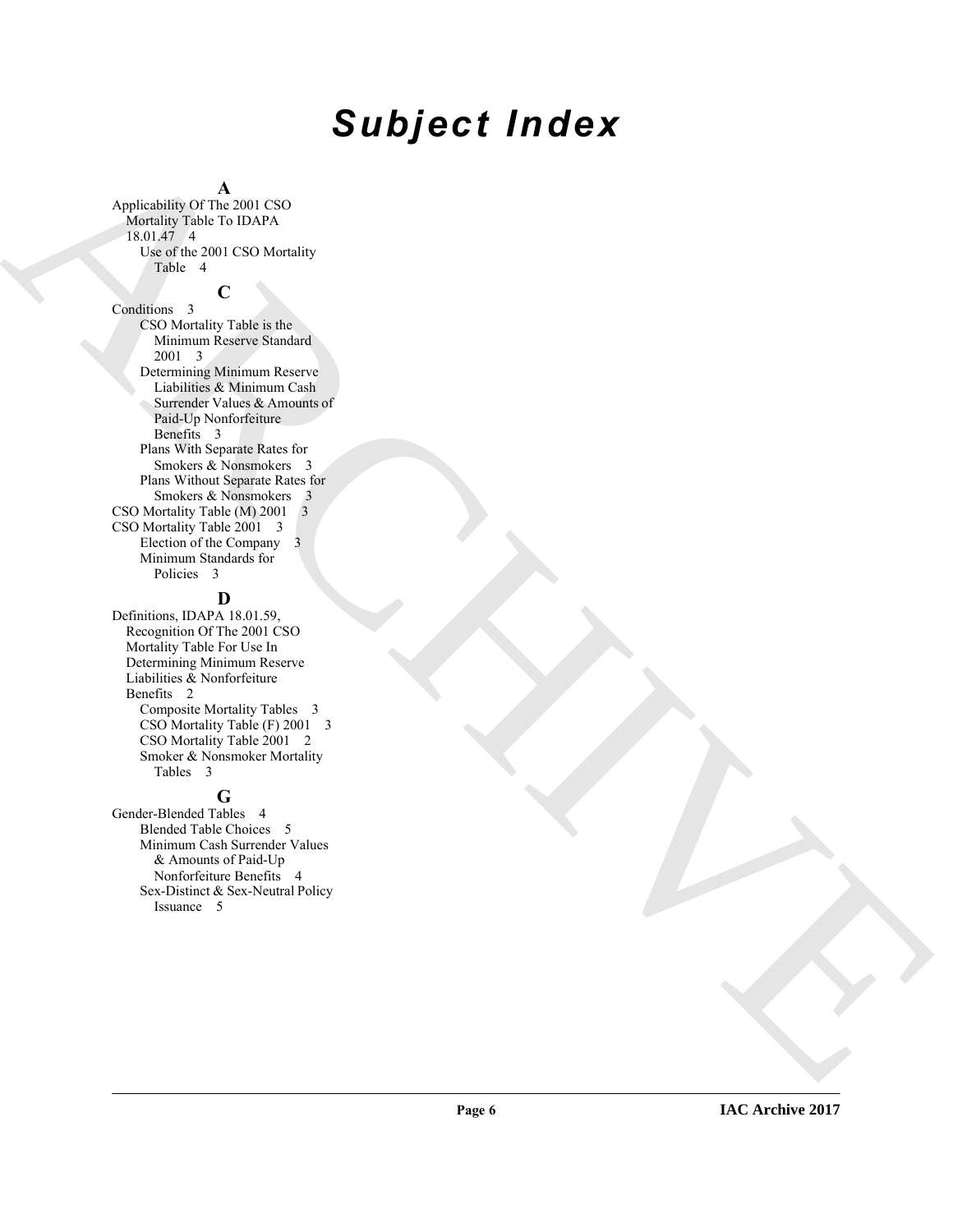# *Subject Index*

**A**

Applicability Of The 2001 CSO Mortality Table To IDAPA 18.01.47 4
- Use of the 2001 CSO Mortality Table 4

**C**

Conditions 3
- CSO Mortality Table is the Minimum Reserve Standard 2001 3
- Determining Minimum Reserve Liabilities & Minimum Cash Surrender Values & Amounts of Paid-Up Nonforfeiture Benefits 3
- Plans With Separate Rates for Smokers & Nonsmokers 3
- Plans Without Separate Rates for Smokers & Nonsmokers 3

CSO Mortality Table (M) 2001 3

CSO Mortality Table 2001 3
- Election of the Company 3
- Minimum Standards for Policies 3

**D**

Definitions, IDAPA 18.01.59, Recognition Of The 2001 CSO Mortality Table For Use In Determining Minimum Reserve Liabilities & Nonforfeiture Benefits 2
- Composite Mortality Tables 3
- CSO Mortality Table (F) 2001 3
- CSO Mortality Table 2001 2
- Smoker & Nonsmoker Mortality Tables 3

**G**

Gender-Blended Tables 4
- Blended Table Choices 5
- Minimum Cash Surrender Values & Amounts of Paid-Up Nonforfeiture Benefits 4
- Sex-Distinct & Sex-Neutral Policy Issuance 5